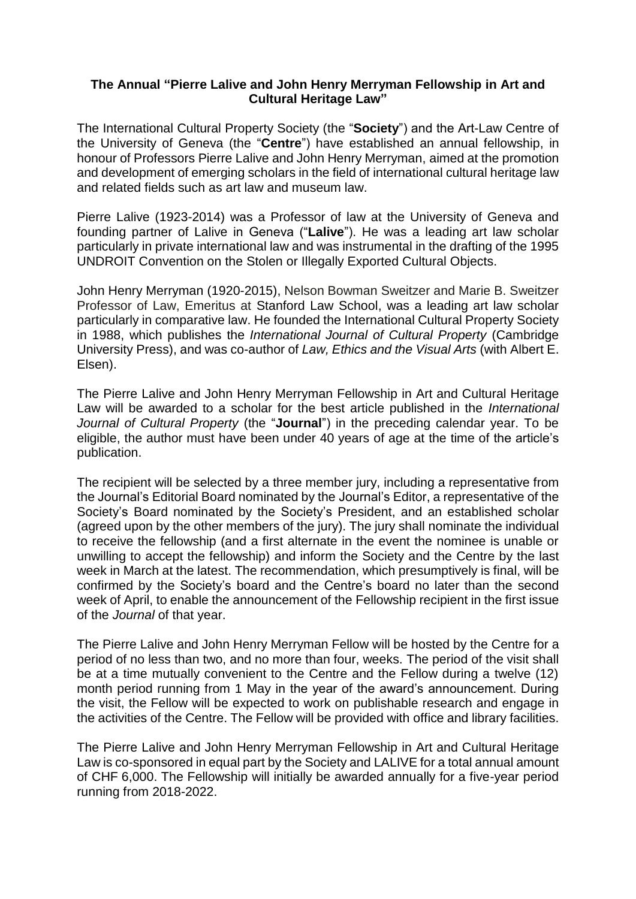**The Annual "Pierre Lalive and John Henry Merryman Fellowship in Art and Cultural Heritage Law"**

The International Cultural Property Society (the "**Society**") and the Art-Law Centre of the University of Geneva (the "**Centre**") have established an annual fellowship, in honour of Professors Pierre Lalive and John Henry Merryman, aimed at the promotion and development of emerging scholars in the field of international cultural heritage law and related fields such as art law and museum law.

Pierre Lalive (1923-2014) was a Professor of law at the University of Geneva and founding partner of Lalive in Geneva ("**Lalive**"). He was a leading art law scholar particularly in private international law and was instrumental in the drafting of the 1995 UNDROIT Convention on the Stolen or Illegally Exported Cultural Objects.

John Henry Merryman (1920-2015), Nelson Bowman Sweitzer and Marie B. Sweitzer Professor of Law, Emeritus at Stanford Law School, was a leading art law scholar particularly in comparative law. He founded the International Cultural Property Society in 1988, which publishes the *International Journal of Cultural Property* (Cambridge University Press), and was co-author of *Law, Ethics and the Visual Arts* (with Albert E. Elsen).

The Pierre Lalive and John Henry Merryman Fellowship in Art and Cultural Heritage Law will be awarded to a scholar for the best article published in the *International Journal of Cultural Property* (the "**Journal**") in the preceding calendar year. To be eligible, the author must have been under 40 years of age at the time of the article's publication.

The recipient will be selected by a three member jury, including a representative from the Journal's Editorial Board nominated by the Journal's Editor, a representative of the Society's Board nominated by the Society's President, and an established scholar (agreed upon by the other members of the jury). The jury shall nominate the individual to receive the fellowship (and a first alternate in the event the nominee is unable or unwilling to accept the fellowship) and inform the Society and the Centre by the last week in March at the latest. The recommendation, which presumptively is final, will be confirmed by the Society's board and the Centre's board no later than the second week of April, to enable the announcement of the Fellowship recipient in the first issue of the *Journal* of that year.

The Pierre Lalive and John Henry Merryman Fellow will be hosted by the Centre for a period of no less than two, and no more than four, weeks. The period of the visit shall be at a time mutually convenient to the Centre and the Fellow during a twelve (12) month period running from 1 May in the year of the award's announcement. During the visit, the Fellow will be expected to work on publishable research and engage in the activities of the Centre. The Fellow will be provided with office and library facilities.

The Pierre Lalive and John Henry Merryman Fellowship in Art and Cultural Heritage Law is co-sponsored in equal part by the Society and LALIVE for a total annual amount of CHF 6,000. The Fellowship will initially be awarded annually for a five-year period running from 2018-2022.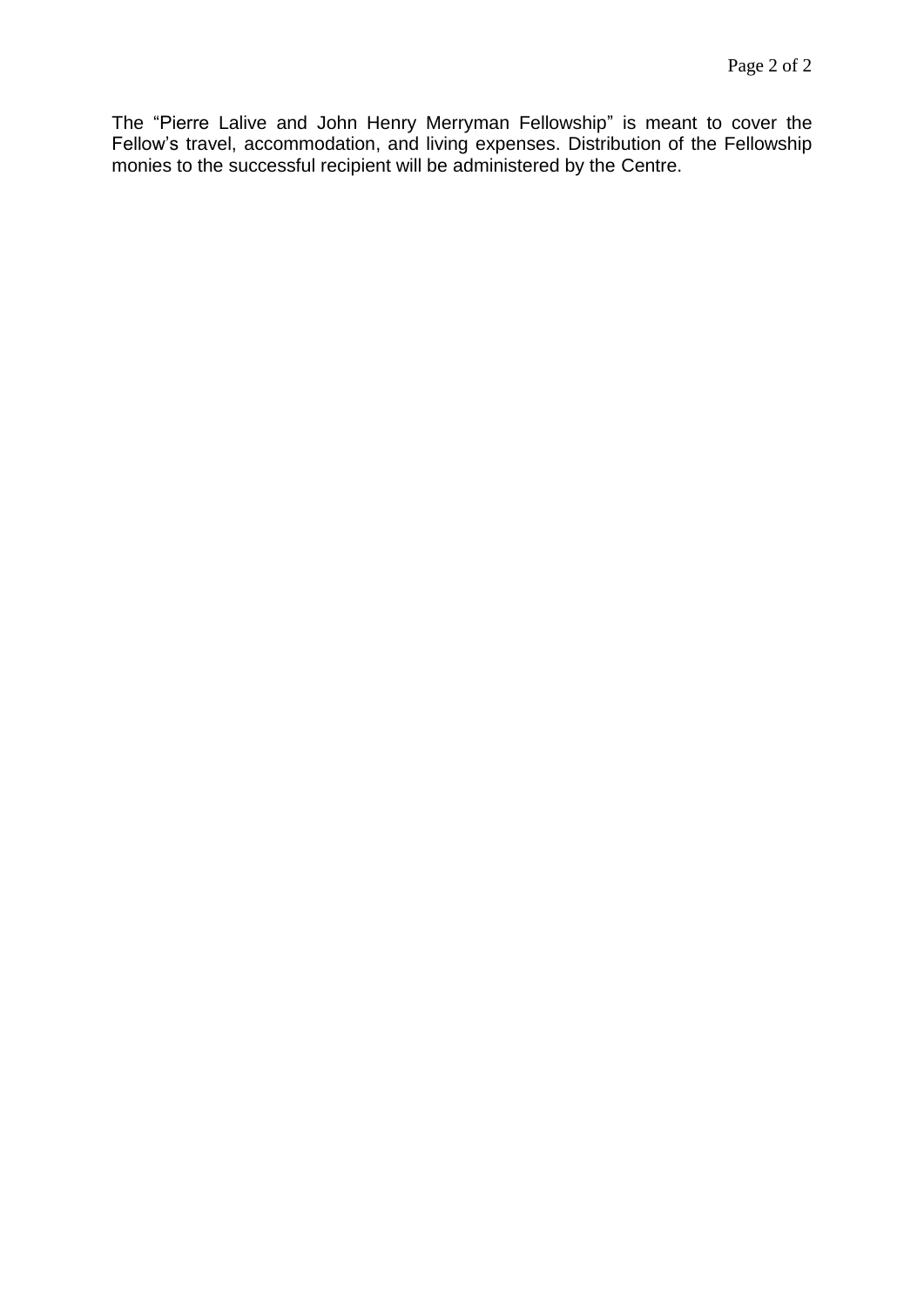The “Pierre Lalive and John Henry Merryman Fellowship” is meant to cover the Fellow’s travel, accommodation, and living expenses. Distribution of the Fellowship monies to the successful recipient will be administered by the Centre.